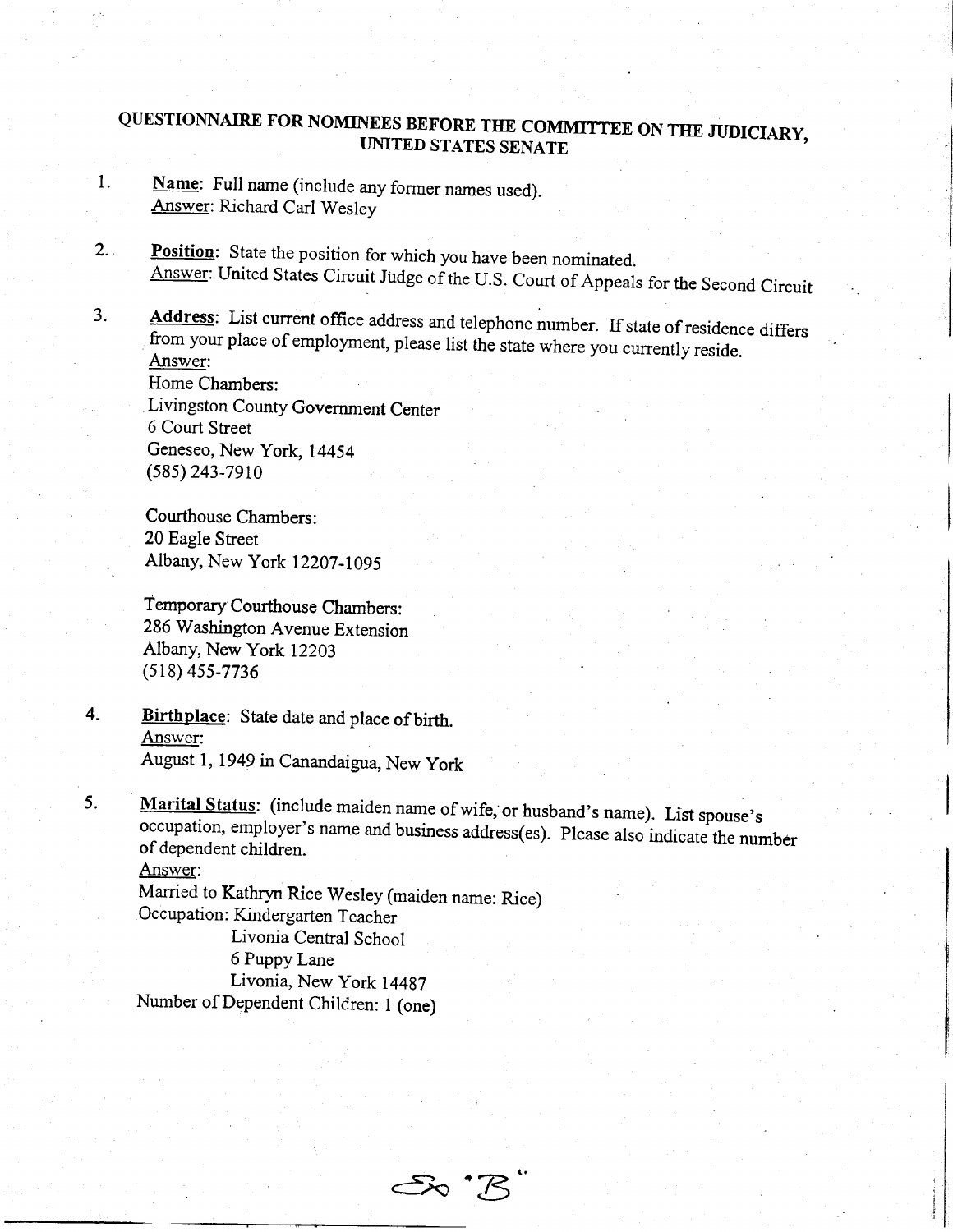# QUESTIONNAIRE FOR NOMINEES BEFORE THE COMMITTEE ON THE JUDICIARY, UNITED STATES SENATE

1. **Name**: Full name (include any former names used).
   Answer: Richard Carl Wesley

2. **Position**: State the position for which you have been nominated.
   Answer: United States Circuit Judge of the U.S. Court of Appeals for the Second Circuit

3. **Address**: List current office address and telephone number. If state of residence differs from your place of employment, please list the state where you currently reside.
   Answer:
   Home Chambers:
   Livingston County Government Center
   6 Court Street
   Geneseo, New York, 14454
   (585) 243-7910

   Courthouse Chambers:
   20 Eagle Street
   Albany, New York 12207-1095

   Temporary Courthouse Chambers:
   286 Washington Avenue Extension
   Albany, New York 12203
   (518) 455-7736

4. **Birthplace**: State date and place of birth.
   Answer:
   August 1, 1949 in Canandaigua, New York

5. **Marital Status**: (include maiden name of wife, or husband's name). List spouse's occupation, employer's name and business address(es). Please also indicate the number of dependent children.
   Answer:
   Married to Kathryn Rice Wesley (maiden name: Rice)
   Occupation: Kindergarten Teacher
   Livonia Central School
   6 Puppy Lane
   Livonia, New York 14487
   Number of Dependent Children: 1 (one)

Ex "B"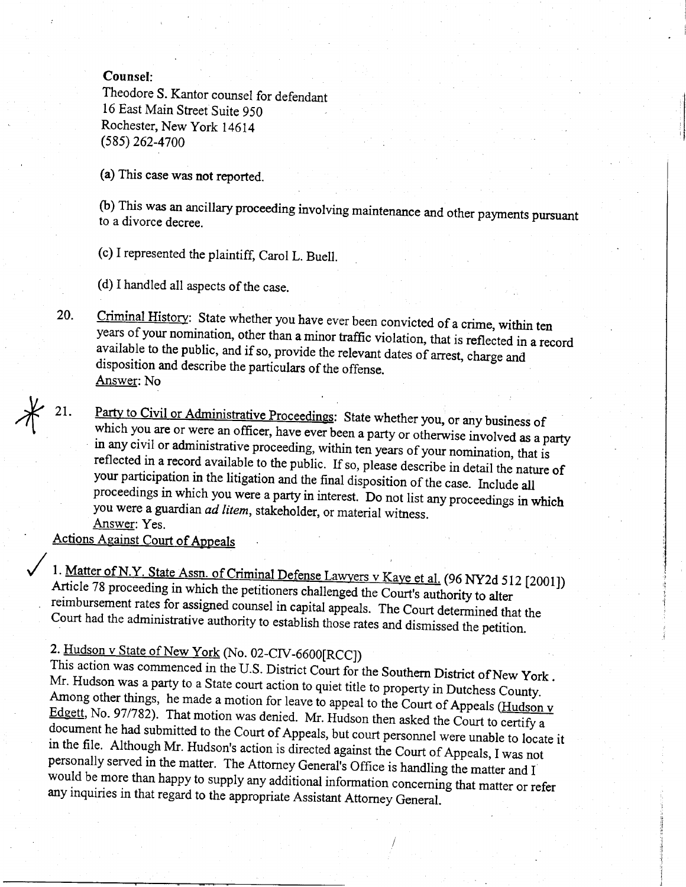**Counsel:**
Theodore S. Kantor counsel for defendant
16 East Main Street Suite 950
Rochester, New York 14614
(585) 262-4700

(a) This case was not reported.

(b) This was an ancillary proceeding involving maintenance and other payments pursuant to a divorce decree.

(c) I represented the plaintiff, Carol L. Buell.

(d) I handled all aspects of the case.

20. Criminal History: State whether you have ever been convicted of a crime, within ten years of your nomination, other than a minor traffic violation, that is reflected in a record available to the public, and if so, provide the relevant dates of arrest, charge and disposition and describe the particulars of the offense.
Answer: No

21. Party to Civil or Administrative Proceedings: State whether you, or any business of which you are or were an officer, have ever been a party or otherwise involved as a party in any civil or administrative proceeding, within ten years of your nomination, that is reflected in a record available to the public. If so, please describe in detail the nature of your participation in the litigation and the final disposition of the case. Include all proceedings in which you were a party in interest. Do not list any proceedings in which you were a guardian *ad litem*, stakeholder, or material witness.
Answer: Yes.

Actions Against Court of Appeals

1. Matter of N.Y. State Assn. of Criminal Defense Lawyers v Kaye et al. (96 NY2d 512 [2001])
Article 78 proceeding in which the petitioners challenged the Court's authority to alter reimbursement rates for assigned counsel in capital appeals. The Court determined that the Court had the administrative authority to establish those rates and dismissed the petition.

2. Hudson v State of New York (No. 02-CIV-6600[RCC])
This action was commenced in the U.S. District Court for the Southern District of New York. Mr. Hudson was a party to a State court action to quiet title to property in Dutchess County. Among other things, he made a motion for leave to appeal to the Court of Appeals (Hudson v Edgett, No. 97/782). That motion was denied. Mr. Hudson then asked the Court to certify a document he had submitted to the Court of Appeals, but court personnel were unable to locate it in the file. Although Mr. Hudson's action is directed against the Court of Appeals, I was not personally served in the matter. The Attorney General's Office is handling the matter and I would be more than happy to supply any additional information concerning that matter or refer any inquiries in that regard to the appropriate Assistant Attorney General.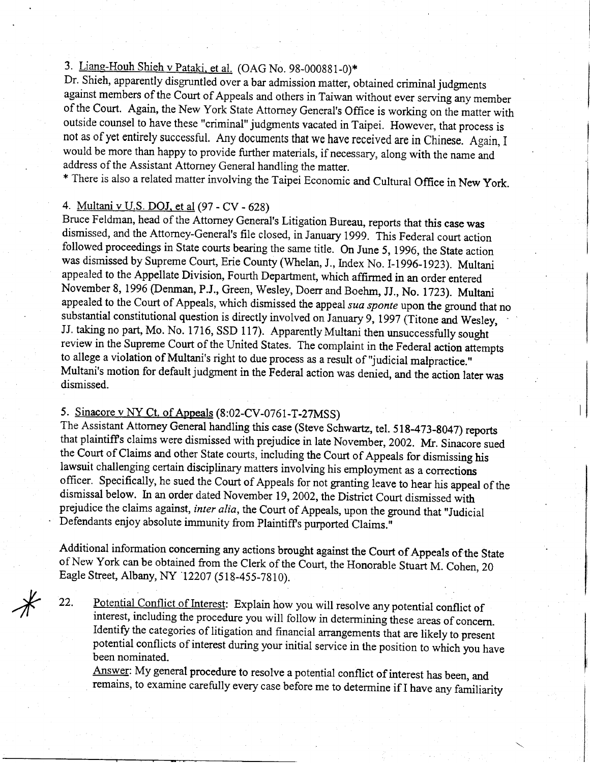3. <u>Liang-Houh Shieh v Pataki, et al.</u> (OAG No. 98-000881-0)*

Dr. Shieh, apparently disgruntled over a bar admission matter, obtained criminal judgments against members of the Court of Appeals and others in Taiwan without ever serving any member of the Court. Again, the New York State Attorney General's Office is working on the matter with outside counsel to have these "criminal" judgments vacated in Taipei. However, that process is not as of yet entirely successful. Any documents that we have received are in Chinese. Again, I would be more than happy to provide further materials, if necessary, along with the name and address of the Assistant Attorney General handling the matter.

* There is also a related matter involving the Taipei Economic and Cultural Office in New York.

4. <u>Multani v U.S. DOJ, et al</u> (97 - CV - 628)

Bruce Feldman, head of the Attorney General's Litigation Bureau, reports that this case was dismissed, and the Attorney-General's file closed, in January 1999. This Federal court action followed proceedings in State courts bearing the same title. On June 5, 1996, the State action was dismissed by Supreme Court, Erie County (Whelan, J., Index No. I-1996-1923). Multani appealed to the Appellate Division, Fourth Department, which affirmed in an order entered November 8, 1996 (Denman, P.J., Green, Wesley, Doerr and Boehm, JJ., No. 1723). Multani appealed to the Court of Appeals, which dismissed the appeal *sua sponte* upon the ground that no substantial constitutional question is directly involved on January 9, 1997 (Titone and Wesley, JJ. taking no part, Mo. No. 1716, SSD 117). Apparently Multani then unsuccessfully sought review in the Supreme Court of the United States. The complaint in the Federal action attempts to allege a violation of Multani's right to due process as a result of "judicial malpractice." Multani's motion for default judgment in the Federal action was denied, and the action later was dismissed.

5. <u>Sinacore v NY Ct. of Appeals</u> (8:02-CV-0761-T-27MSS)

The Assistant Attorney General handling this case (Steve Schwartz, tel. 518-473-8047) reports that plaintiff's claims were dismissed with prejudice in late November, 2002. Mr. Sinacore sued the Court of Claims and other State courts, including the Court of Appeals for dismissing his lawsuit challenging certain disciplinary matters involving his employment as a corrections officer. Specifically, he sued the Court of Appeals for not granting leave to hear his appeal of the dismissal below. In an order dated November 19, 2002, the District Court dismissed with prejudice the claims against, *inter alia*, the Court of Appeals, upon the ground that "Judicial Defendants enjoy absolute immunity from Plaintiff's purported Claims."

Additional information concerning any actions brought against the Court of Appeals of the State of New York can be obtained from the Clerk of the Court, the Honorable Stuart M. Cohen, 20 Eagle Street, Albany, NY 12207 (518-455-7810).

22. <u>Potential Conflict of Interest</u>: Explain how you will resolve any potential conflict of interest, including the procedure you will follow in determining these areas of concern. Identify the categories of litigation and financial arrangements that are likely to present potential conflicts of interest during your initial service in the position to which you have been nominated.

<u>Answer</u>: My general procedure to resolve a potential conflict of interest has been, and remains, to examine carefully every case before me to determine if I have any familiarity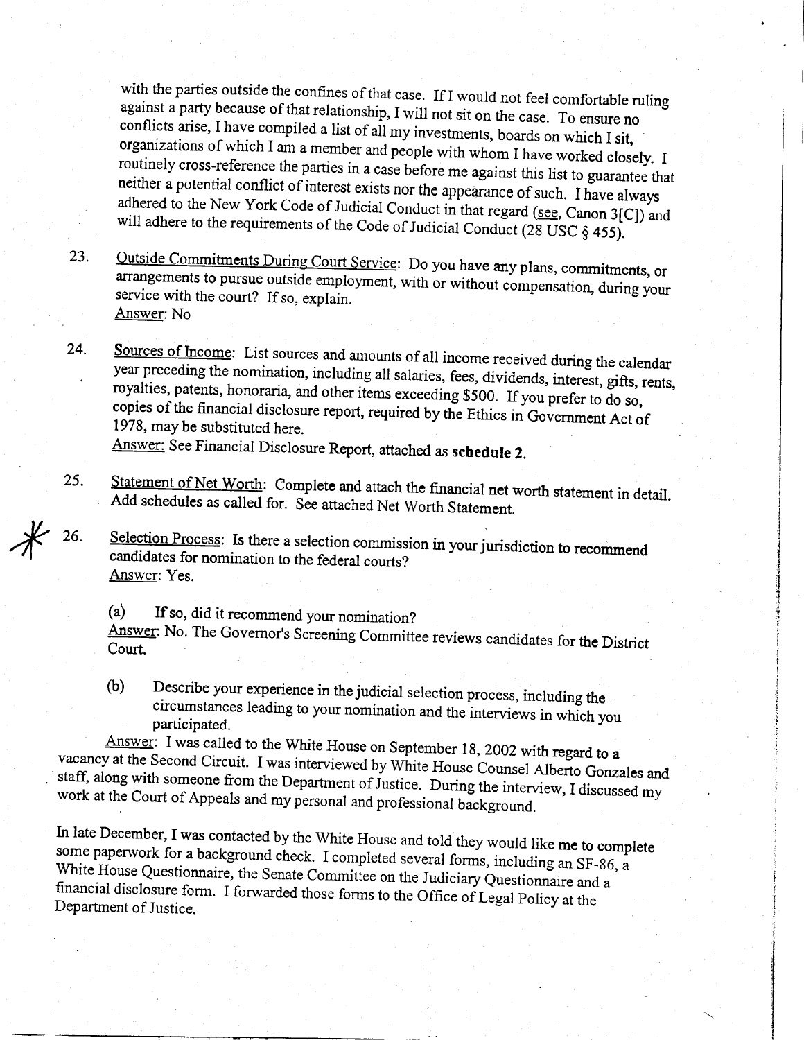with the parties outside the confines of that case. If I would not feel comfortable ruling against a party because of that relationship, I will not sit on the case. To ensure no conflicts arise, I have compiled a list of all my investments, boards on which I sit, organizations of which I am a member and people with whom I have worked closely. I routinely cross-reference the parties in a case before me against this list to guarantee that neither a potential conflict of interest exists nor the appearance of such. I have always adhered to the New York Code of Judicial Conduct in that regard (<u>see</u>, Canon 3[C]) and will adhere to the requirements of the Code of Judicial Conduct (28 USC § 455).

23. <u>Outside Commitments During Court Service</u>: Do you have any plans, commitments, or arrangements to pursue outside employment, with or without compensation, during your service with the court? If so, explain.
<u>Answer</u>: No

24. <u>Sources of Income</u>: List sources and amounts of all income received during the calendar year preceding the nomination, including all salaries, fees, dividends, interest, gifts, rents, royalties, patents, honoraria, and other items exceeding $500. If you prefer to do so, copies of the financial disclosure report, required by the Ethics in Government Act of 1978, may be substituted here.
<u>Answer:</u> See Financial Disclosure Report, attached as **schedule 2.**

25. <u>Statement of Net Worth</u>: Complete and attach the financial net worth statement in detail. Add schedules as called for. See attached Net Worth Statement.

26. <u>Selection Process</u>: Is there a selection commission in your jurisdiction to recommend candidates for nomination to the federal courts?
<u>Answer</u>: Yes.

(a) If so, did it recommend your nomination?
<u>Answer</u>: No. The Governor's Screening Committee reviews candidates for the District Court.

(b) Describe your experience in the judicial selection process, including the circumstances leading to your nomination and the interviews in which you participated.

<u>Answer</u>: I was called to the White House on September 18, 2002 with regard to a vacancy at the Second Circuit. I was interviewed by White House Counsel Alberto Gonzales and staff, along with someone from the Department of Justice. During the interview, I discussed my work at the Court of Appeals and my personal and professional background.

In late December, I was contacted by the White House and told they would like me to complete some paperwork for a background check. I completed several forms, including an SF-86, a White House Questionnaire, the Senate Committee on the Judiciary Questionnaire and a financial disclosure form. I forwarded those forms to the Office of Legal Policy at the Department of Justice.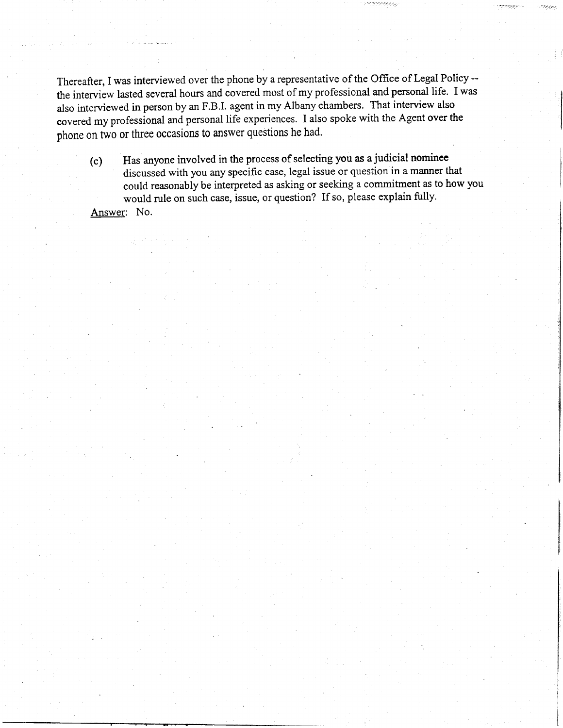Thereafter, I was interviewed over the phone by a representative of the Office of Legal Policy -- the interview lasted several hours and covered most of my professional and personal life. I was also interviewed in person by an F.B.I. agent in my Albany chambers. That interview also covered my professional and personal life experiences. I also spoke with the Agent over the phone on two or three occasions to answer questions he had.

(c) Has anyone involved in the process of selecting you as a judicial nominee discussed with you any specific case, legal issue or question in a manner that could reasonably be interpreted as asking or seeking a commitment as to how you would rule on such case, issue, or question? If so, please explain fully.

Answer: No.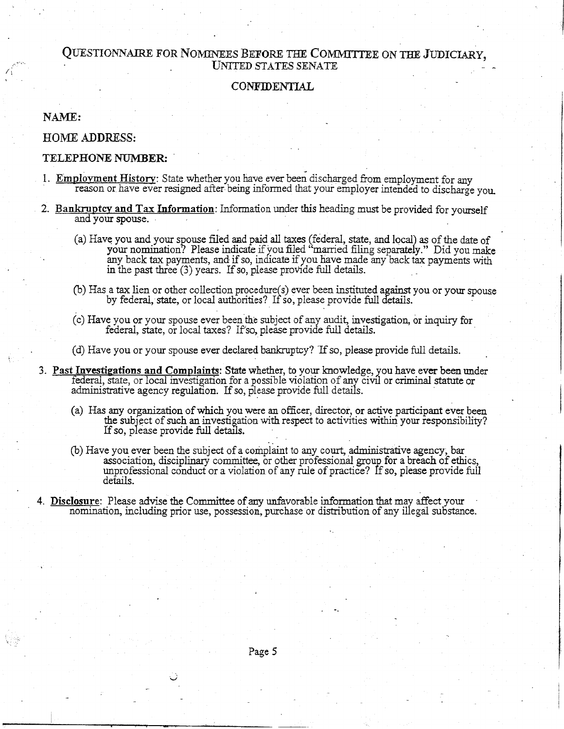# Questionnaire for Nominees Before the Committee on the Judiciary, United States Senate

## CONFIDENTIAL

**NAME:**

**HOME ADDRESS:**

**TELEPHONE NUMBER:**

1. **Employment History**: State whether you have ever been discharged from employment for any reason or have ever resigned after being informed that your employer intended to discharge you.

2. **Bankruptcy and Tax Information**: Information under this heading must be provided for yourself and your spouse.

   (a) Have you and your spouse filed and paid all taxes (federal, state, and local) as of the date of your nomination? Please indicate if you filed "married filing separately." Did you make any back tax payments, and if so, indicate if you have made any back tax payments with in the past three (3) years. If so, please provide full details.

   (b) Has a tax lien or other collection procedure(s) ever been instituted against you or your spouse by federal, state, or local authorities? If so, please provide full details.

   (c) Have you or your spouse ever been the subject of any audit, investigation, or inquiry for federal, state, or local taxes? If so, please provide full details.

   (d) Have you or your spouse ever declared bankruptcy? If so, please provide full details.

3. **Past Investigations and Complaints**: State whether, to your knowledge, you have ever been under federal, state, or local investigation for a possible violation of any civil or criminal statute or administrative agency regulation. If so, please provide full details.

   (a) Has any organization of which you were an officer, director, or active participant ever been the subject of such an investigation with respect to activities within your responsibility? If so, please provide full details.

   (b) Have you ever been the subject of a complaint to any court, administrative agency, bar association, disciplinary committee, or other professional group for a breach of ethics, unprofessional conduct or a violation of any rule of practice? If so, please provide full details.

4. **Disclosure**: Please advise the Committee of any unfavorable information that may affect your nomination, including prior use, possession, purchase or distribution of any illegal substance.